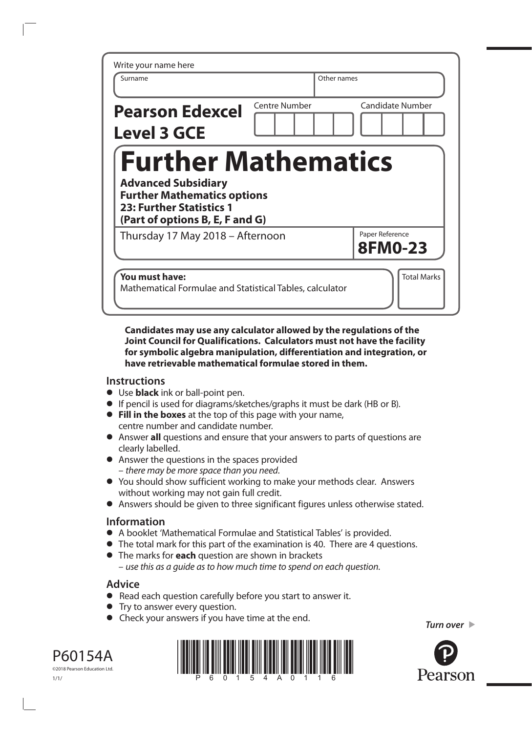Write your name here

| Surname | Other names |
|---|---|
| | |

**Pearson Edexcel Level 3 GCE**

| Centre Number | Candidate Number |
|---|---|
| | |

# Further Mathematics

**Advanced Subsidiary**
**Further Mathematics options**
**23: Further Statistics 1**
**(Part of options B, E, F and G)**

Thursday 17 May 2018 – Afternoon

Paper Reference
**8FM0-23**

**You must have:**
Mathematical Formulae and Statistical Tables, calculator

Total Marks

**Candidates may use any calculator allowed by the regulations of the Joint Council for Qualifications. Calculators must not have the facility for symbolic algebra manipulation, differentiation and integration, or have retrievable mathematical formulae stored in them.**

## Instructions

- Use **black** ink or ball-point pen.
- If pencil is used for diagrams/sketches/graphs it must be dark (HB or B).
- **Fill in the boxes** at the top of this page with your name, centre number and candidate number.
- Answer **all** questions and ensure that your answers to parts of questions are clearly labelled.
- Answer the questions in the spaces provided
  – *there may be more space than you need.*
- You should show sufficient working to make your methods clear. Answers without working may not gain full credit.
- Answers should be given to three significant figures unless otherwise stated.

## Information

- A booklet 'Mathematical Formulae and Statistical Tables' is provided.
- The total mark for this part of the examination is 40. There are 4 questions.
- The marks for **each** question are shown in brackets
  – *use this as a guide as to how much time to spend on each question.*

## Advice

- Read each question carefully before you start to answer it.
- Try to answer every question.
- Check your answers if you have time at the end.

*Turn over*

P60154A
©2018 Pearson Education Ltd.
1/1/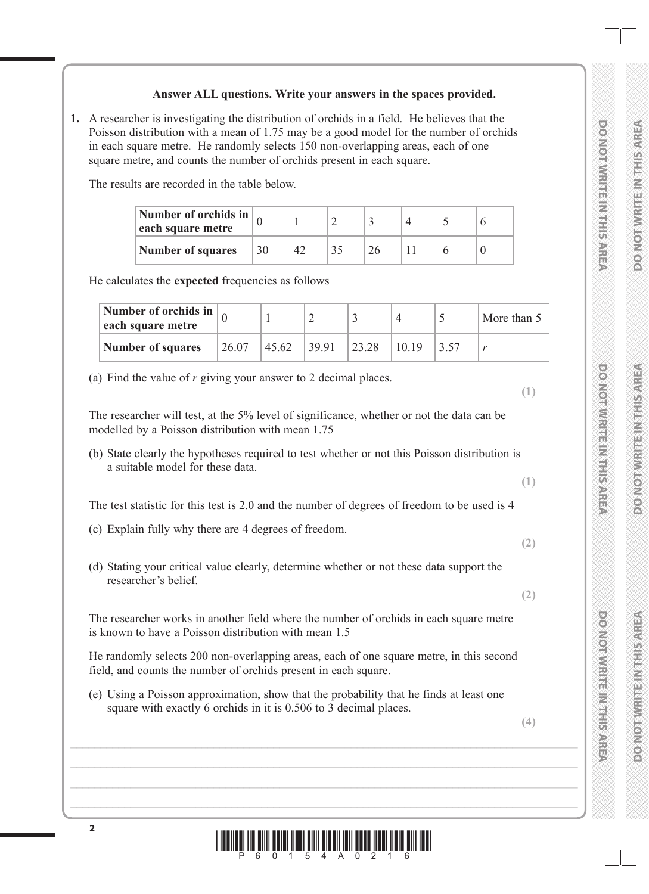**Answer ALL questions. Write your answers in the spaces provided.**

**1.** A researcher is investigating the distribution of orchids in a field. He believes that the Poisson distribution with a mean of 1.75 may be a good model for the number of orchids in each square metre. He randomly selects 150 non-overlapping areas, each of one square metre, and counts the number of orchids present in each square.

The results are recorded in the table below.

| **Number of orchids in each square metre** | 0 | 1 | 2 | 3 | 4 | 5 | 6 |
|---|---|---|---|---|---|---|---|
| **Number of squares** | 30 | 42 | 35 | 26 | 11 | 6 | 0 |

He calculates the **expected** frequencies as follows

| **Number of orchids in each square metre** | 0 | 1 | 2 | 3 | 4 | 5 | More than 5 |
|---|---|---|---|---|---|---|---|
| **Number of squares** | 26.07 | 45.62 | 39.91 | 23.28 | 10.19 | 3.57 | $r$ |

(a) Find the value of $r$ giving your answer to 2 decimal places.
**(1)**

The researcher will test, at the 5% level of significance, whether or not the data can be modelled by a Poisson distribution with mean 1.75

(b) State clearly the hypotheses required to test whether or not this Poisson distribution is a suitable model for these data.
**(1)**

The test statistic for this test is 2.0 and the number of degrees of freedom to be used is 4

(c) Explain fully why there are 4 degrees of freedom.
**(2)**

(d) Stating your critical value clearly, determine whether or not these data support the researcher's belief.
**(2)**

The researcher works in another field where the number of orchids in each square metre is known to have a Poisson distribution with mean 1.5

He randomly selects 200 non-overlapping areas, each of one square metre, in this second field, and counts the number of orchids present in each square.

(e) Using a Poisson approximation, show that the probability that he finds at least one square with exactly 6 orchids in it is 0.506 to 3 decimal places.
**(4)**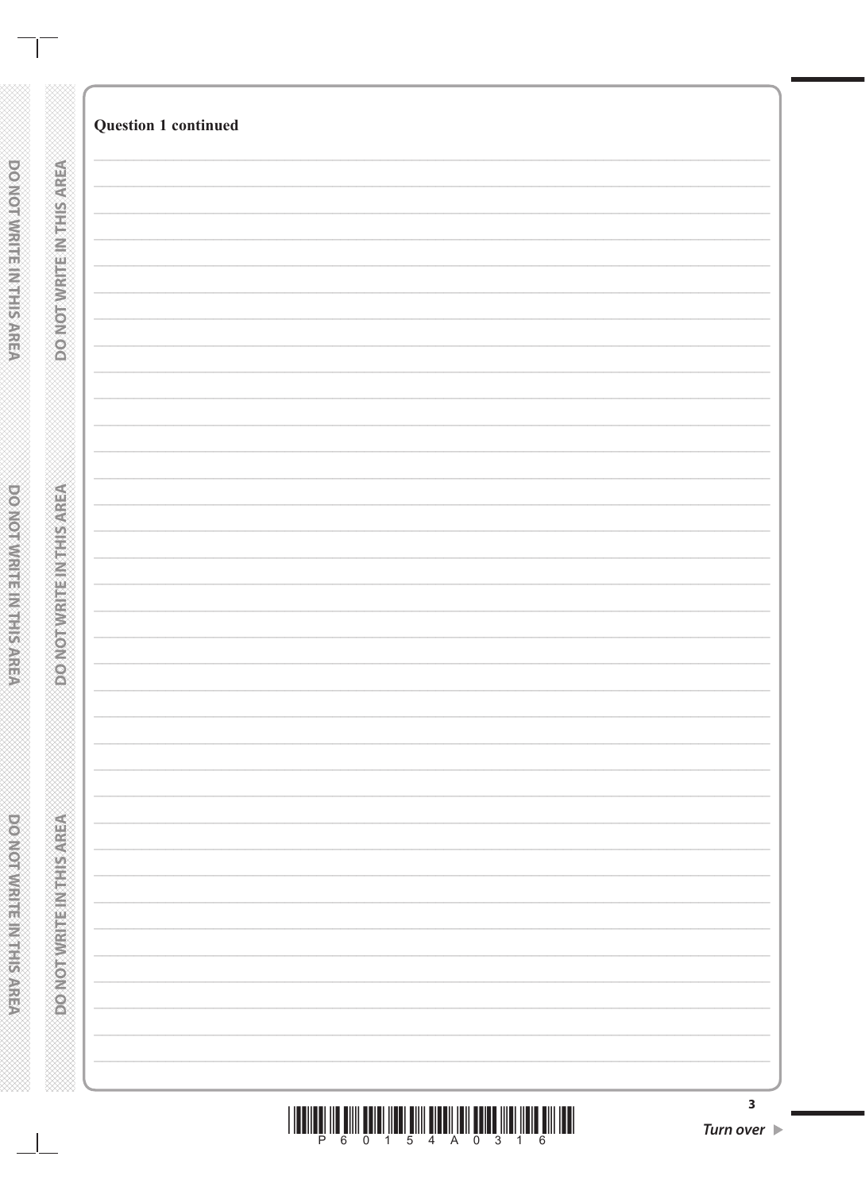**Question 1 continued**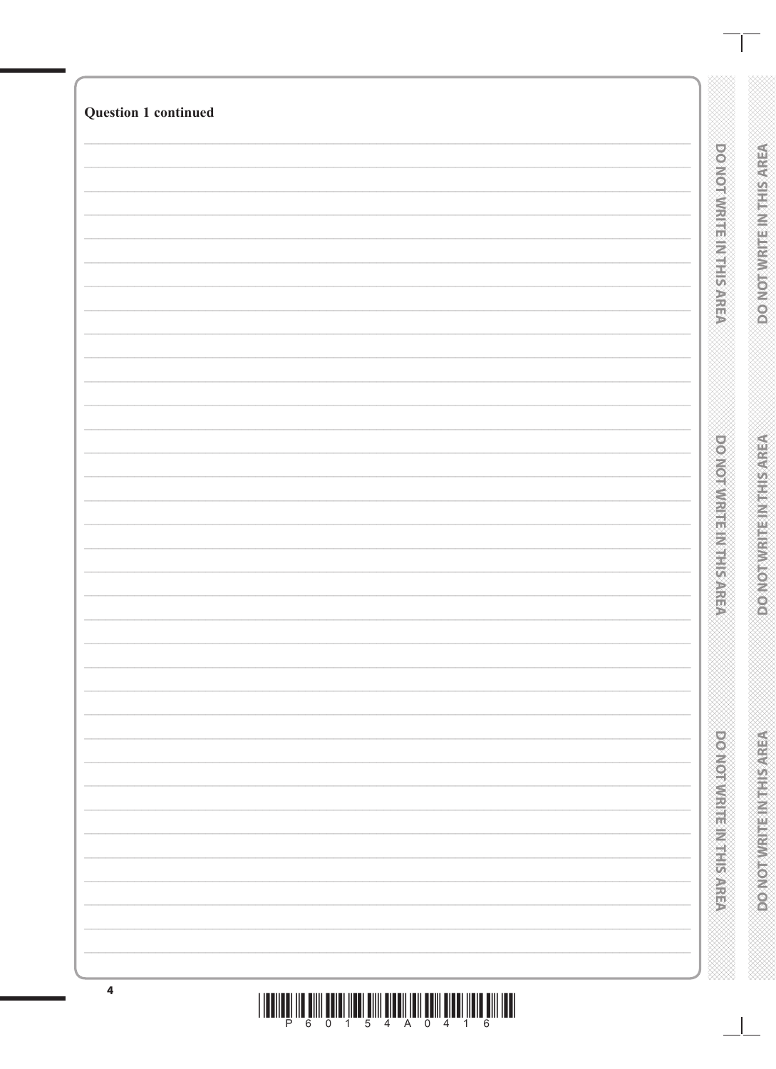**Question 1 continued**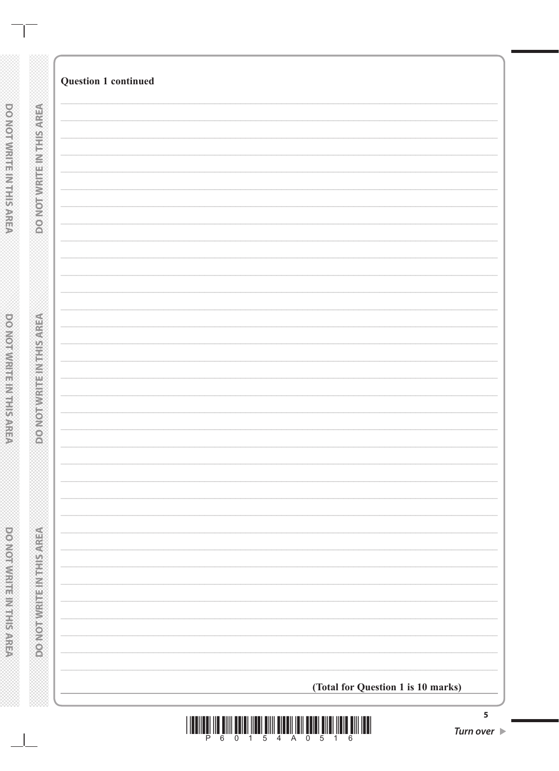**Question 1 continued**

**(Total for Question 1 is 10 marks)**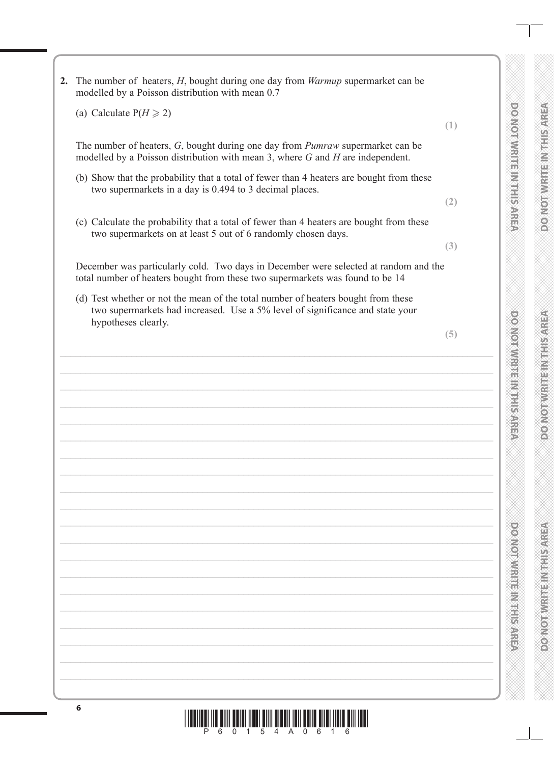**2.** The number of heaters, $H$, bought during one day from *Warmup* supermarket can be modelled by a Poisson distribution with mean 0.7

(a) Calculate $P(H \geqslant 2)$

**(1)**

The number of heaters, $G$, bought during one day from *Pumraw* supermarket can be modelled by a Poisson distribution with mean 3, where $G$ and $H$ are independent.

(b) Show that the probability that a total of fewer than 4 heaters are bought from these two supermarkets in a day is 0.494 to 3 decimal places.

**(2)**

(c) Calculate the probability that a total of fewer than 4 heaters are bought from these two supermarkets on at least 5 out of 6 randomly chosen days.

**(3)**

December was particularly cold. Two days in December were selected at random and the total number of heaters bought from these two supermarkets was found to be 14

(d) Test whether or not the mean of the total number of heaters bought from these two supermarkets had increased. Use a 5% level of significance and state your hypotheses clearly.

**(5)**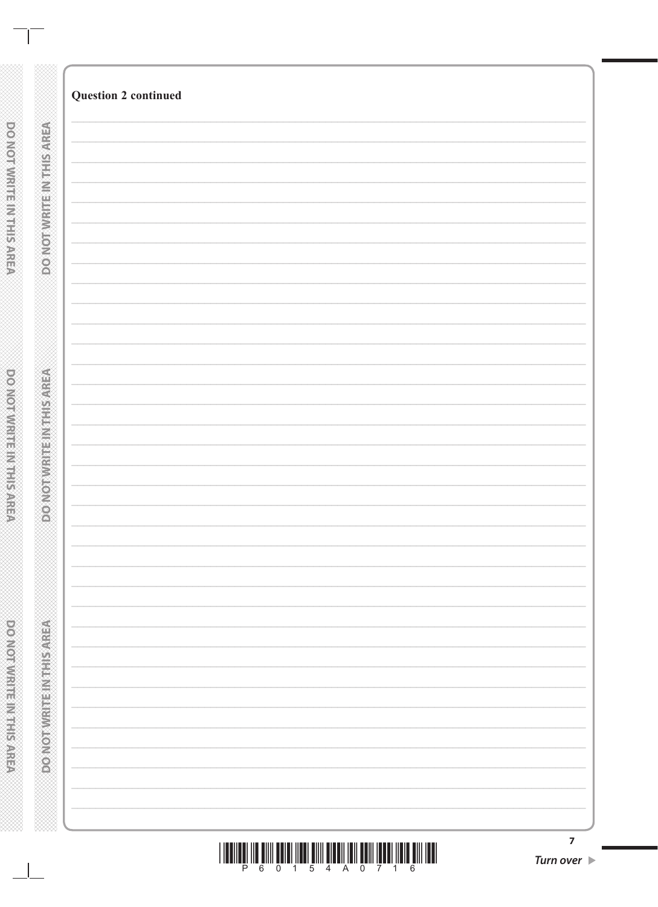**Question 2 continued**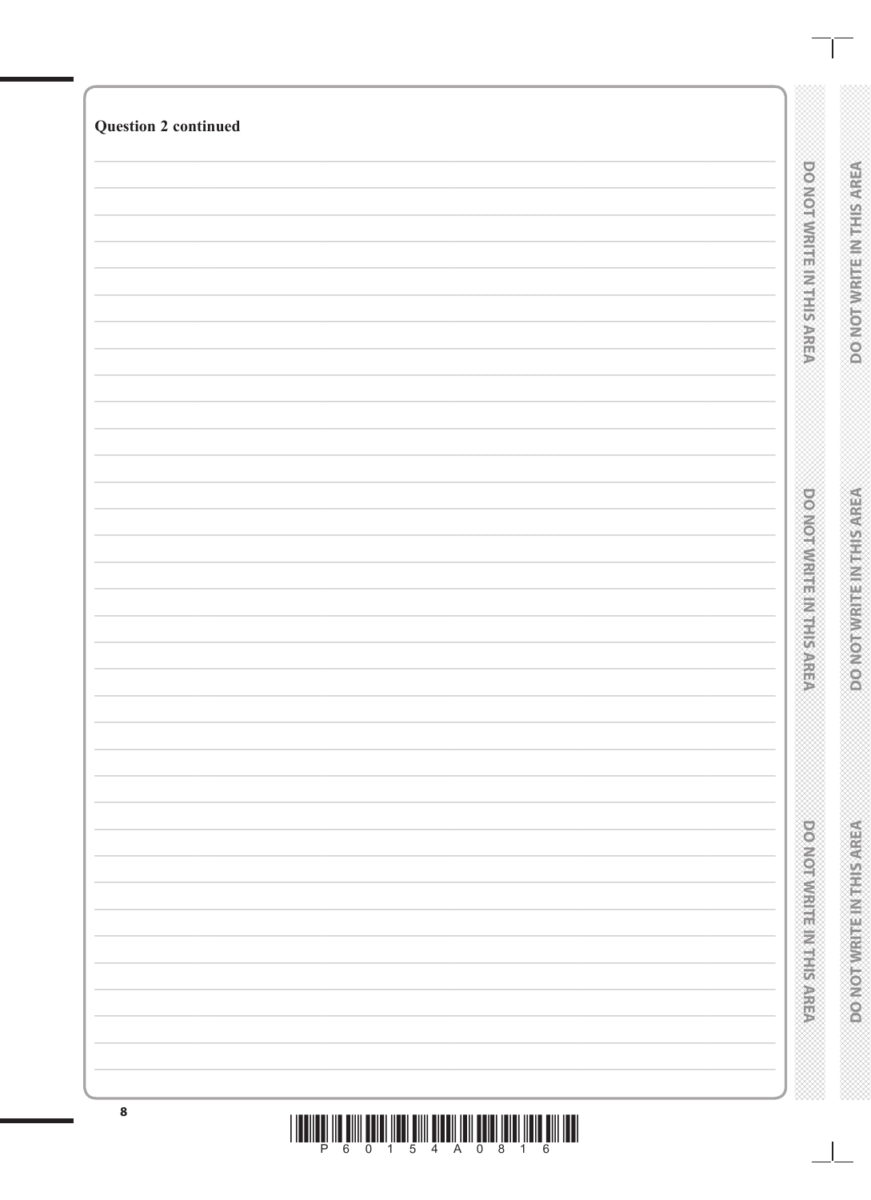**Question 2 continued**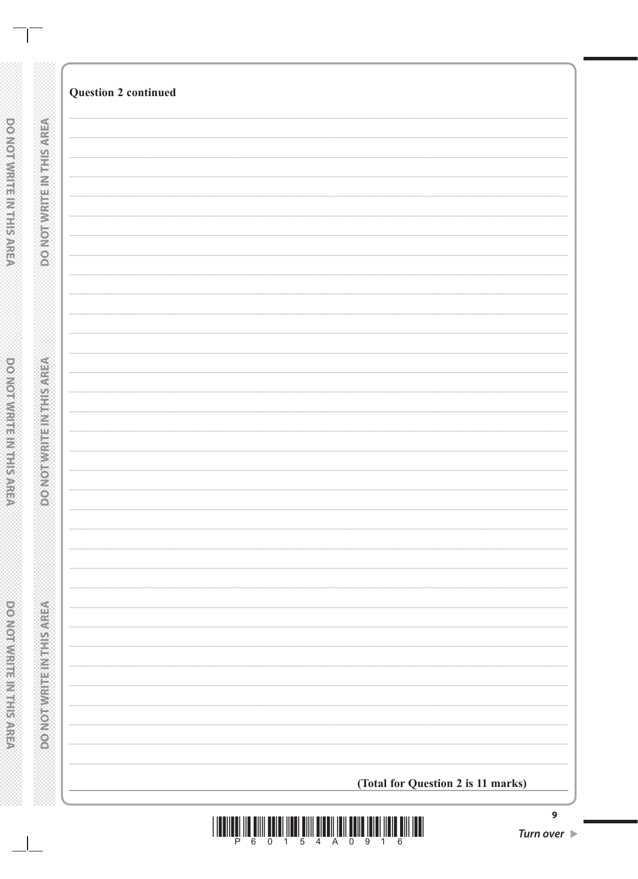**Question 2 continued**

**(Total for Question 2 is 11 marks)**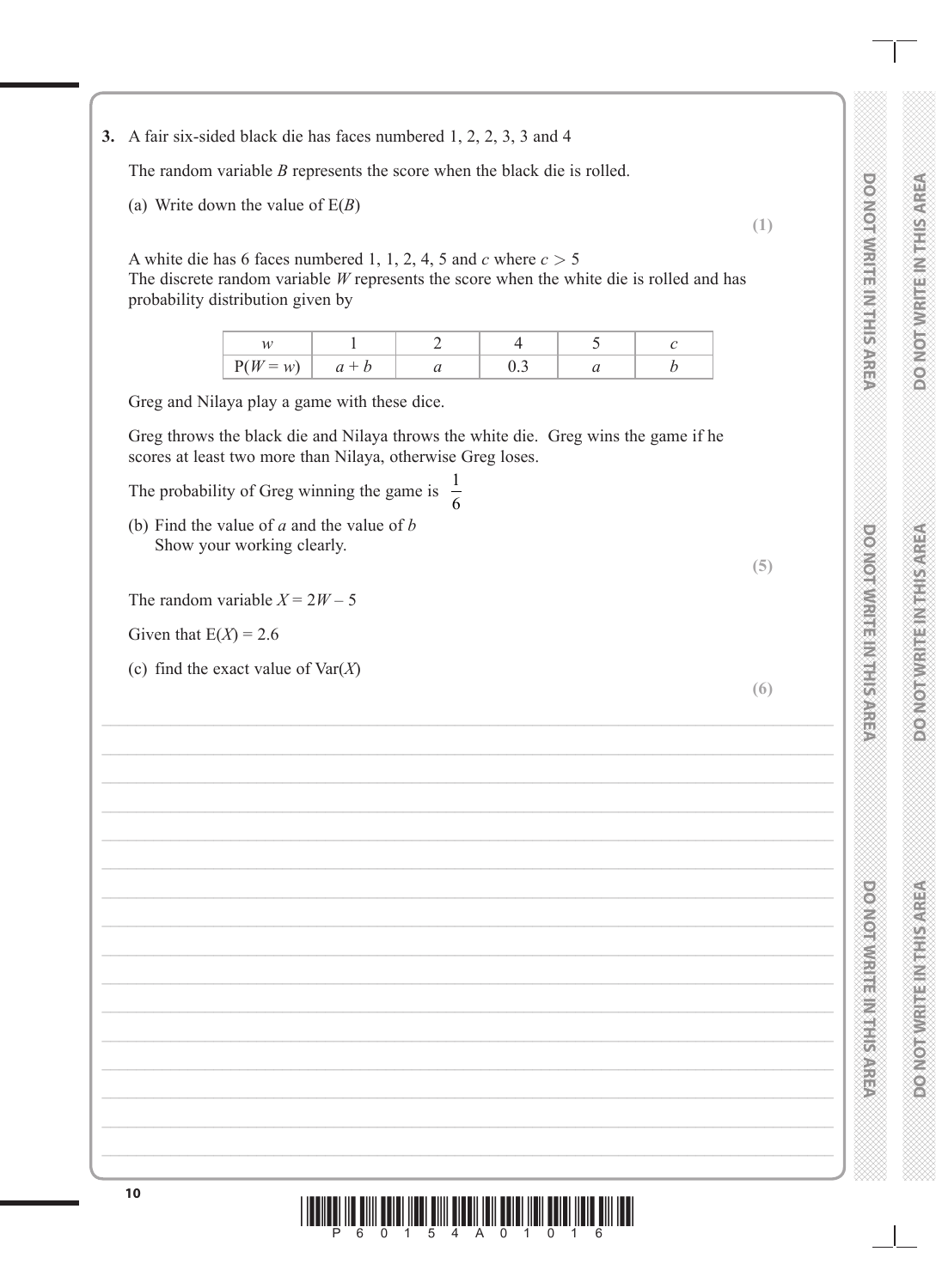**3.** A fair six-sided black die has faces numbered 1, 2, 2, 3, 3 and 4

The random variable $B$ represents the score when the black die is rolled.

(a) Write down the value of $\mathrm{E}(B)$

**(1)**

A white die has 6 faces numbered 1, 1, 2, 4, 5 and $c$ where $c > 5$

The discrete random variable $W$ represents the score when the white die is rolled and has probability distribution given by

| $w$ | 1 | 2 | 4 | 5 | $c$ |
|---|---|---|---|---|---|
| $\mathrm{P}(W = w)$ | $a + b$ | $a$ | 0.3 | $a$ | $b$ |

Greg and Nilaya play a game with these dice.

Greg throws the black die and Nilaya throws the white die. Greg wins the game if he scores at least two more than Nilaya, otherwise Greg loses.

The probability of Greg winning the game is $\frac{1}{6}$

(b) Find the value of $a$ and the value of $b$
Show your working clearly.

**(5)**

The random variable $X = 2W - 5$

Given that $\mathrm{E}(X) = 2.6$

(c) find the exact value of $\mathrm{Var}(X)$

**(6)**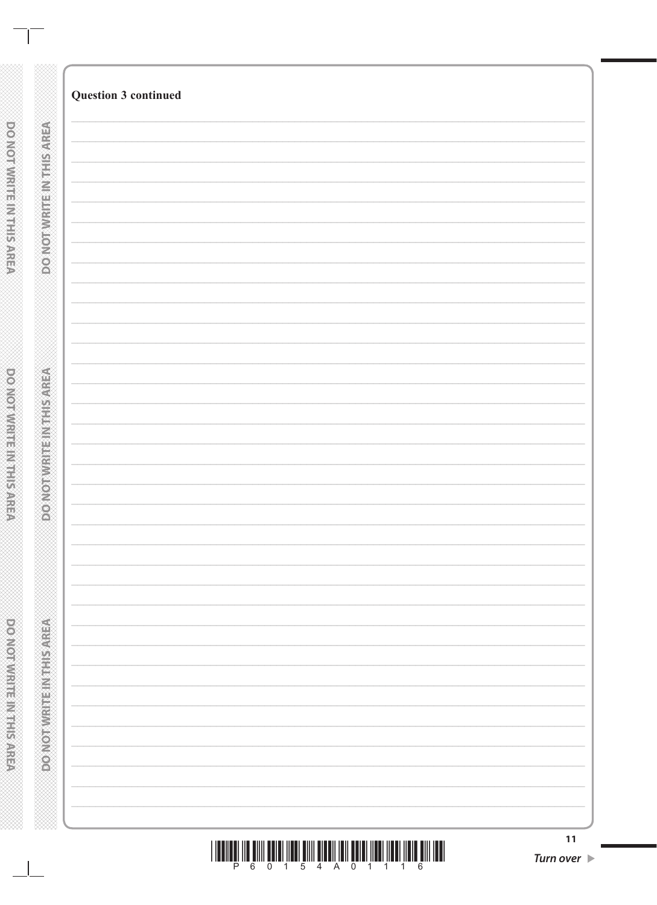**Question 3 continued**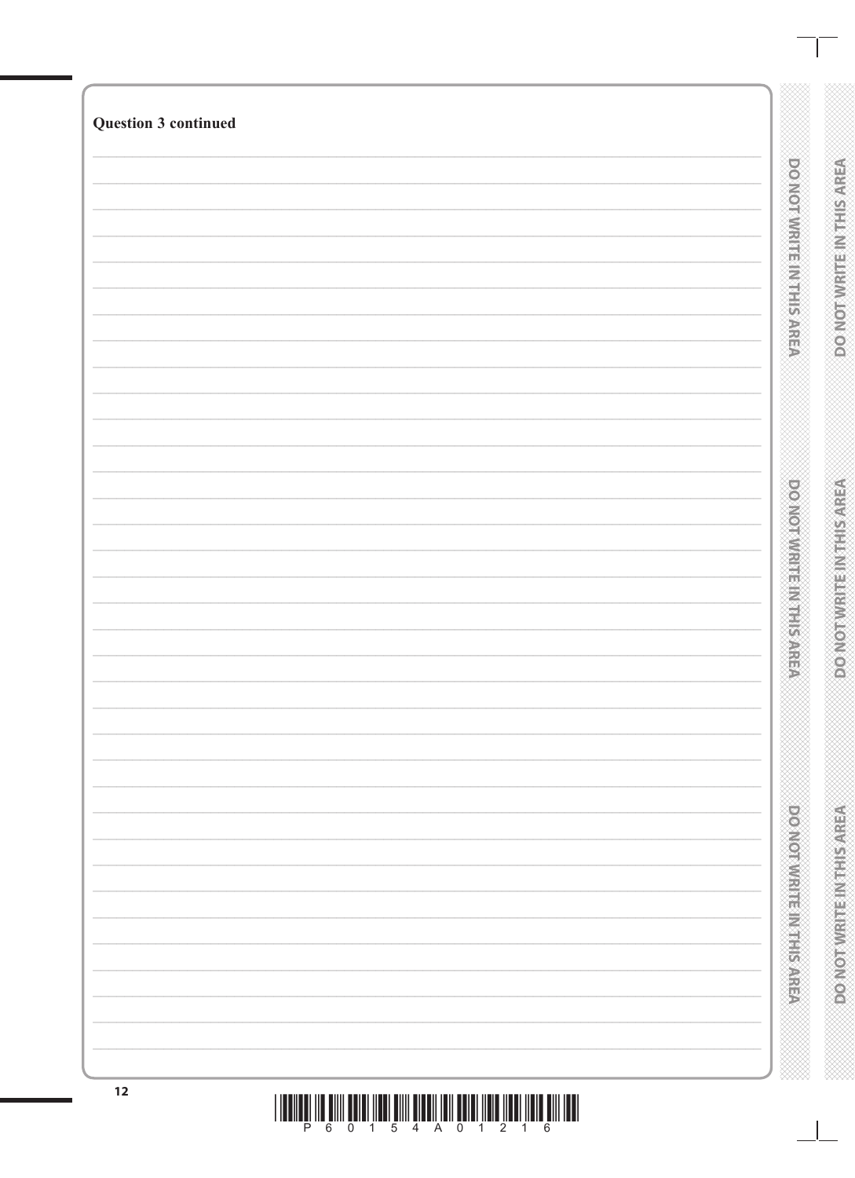**Question 3 continued**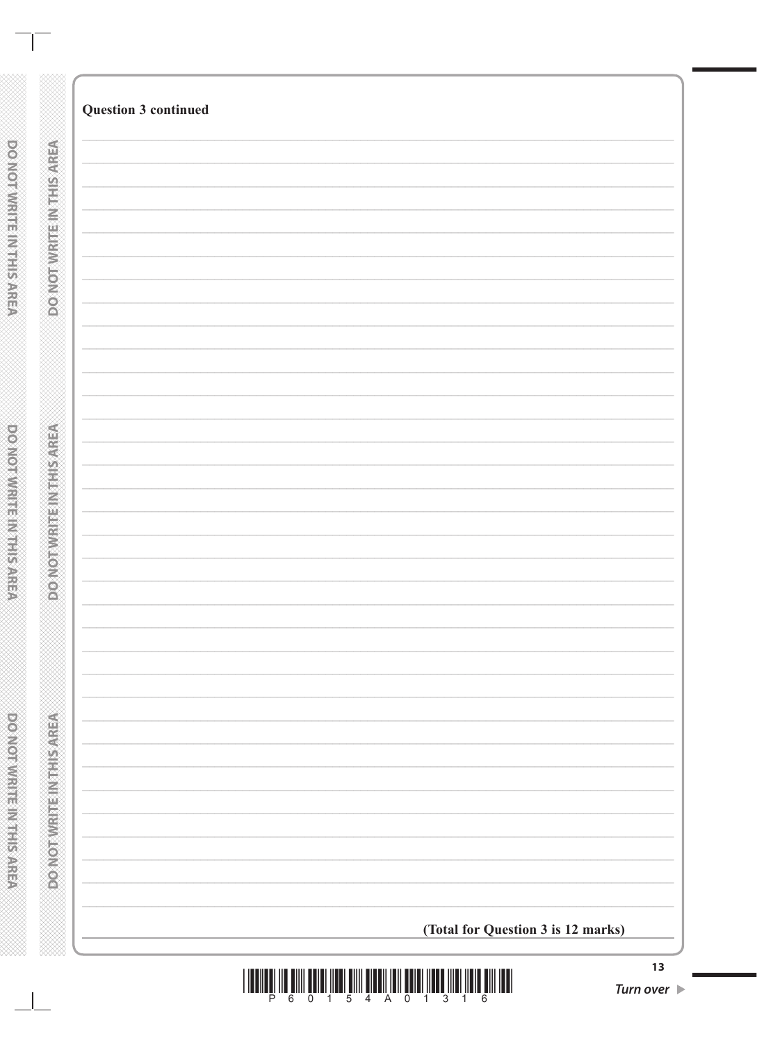**Question 3 continued**

**(Total for Question 3 is 12 marks)**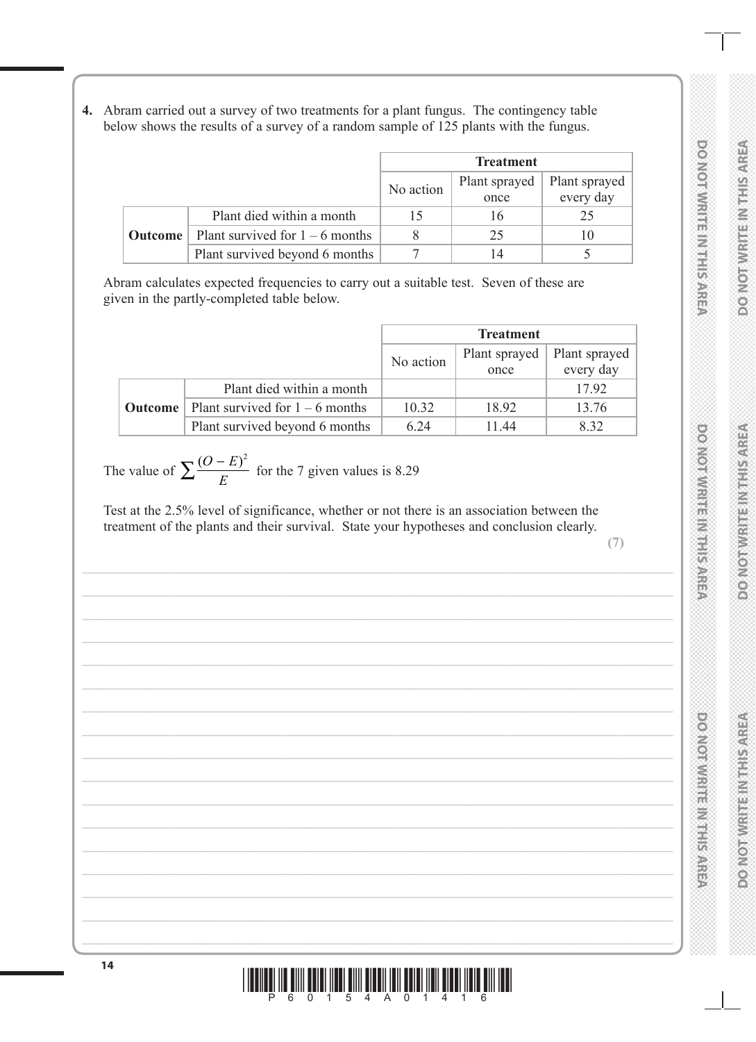**4.** Abram carried out a survey of two treatments for a plant fungus. The contingency table below shows the results of a survey of a random sample of 125 plants with the fungus.

| | | Treatment | | |
|---|---|---|---|---|
| | | No action | Plant sprayed once | Plant sprayed every day |
| **Outcome** | Plant died within a month | 15 | 16 | 25 |
| | Plant survived for 1 – 6 months | 8 | 25 | 10 |
| | Plant survived beyond 6 months | 7 | 14 | 5 |

Abram calculates expected frequencies to carry out a suitable test. Seven of these are given in the partly-completed table below.

| | | Treatment | | |
|---|---|---|---|---|
| | | No action | Plant sprayed once | Plant sprayed every day |
| **Outcome** | Plant died within a month | | | 17.92 |
| | Plant survived for 1 – 6 months | 10.32 | 18.92 | 13.76 |
| | Plant survived beyond 6 months | 6.24 | 11.44 | 8.32 |

The value of $\sum \frac{(O-E)^2}{E}$ for the 7 given values is 8.29

Test at the 2.5% level of significance, whether or not there is an association between the treatment of the plants and their survival. State your hypotheses and conclusion clearly.

**(7)**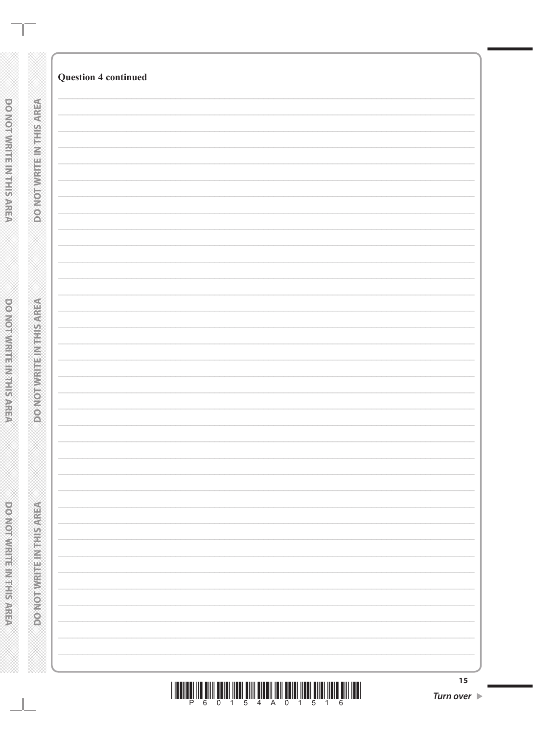**Question 4 continued**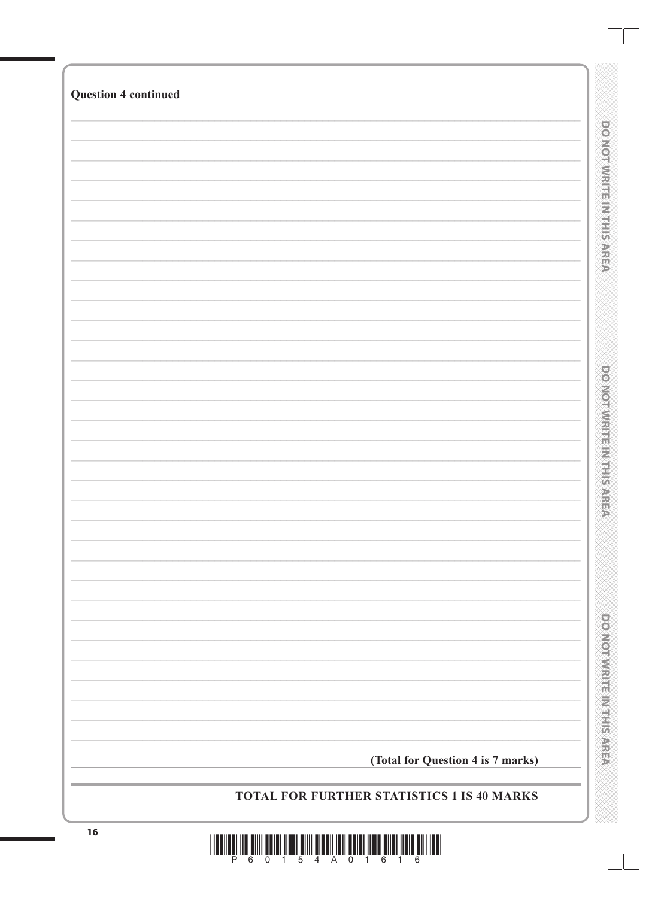**Question 4 continued**

**(Total for Question 4 is 7 marks)**

**TOTAL FOR FURTHER STATISTICS 1 IS 40 MARKS**